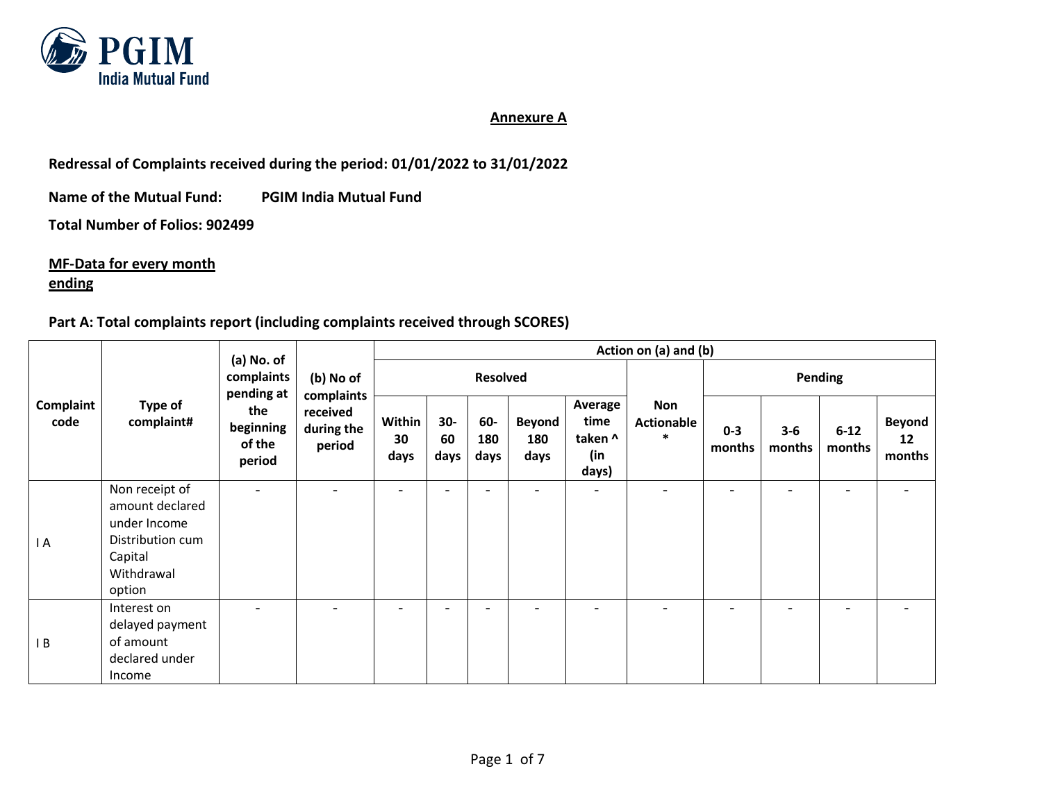PGIM India Mutual Fund

## Annexure A

**Redressal of Complaints received during the period: 01/01/2022 to 31/01/2022**

**Name of the Mutual Fund:** **PGIM India Mutual Fund**

**Total Number of Folios: 902499**

**MF-Data for every month ending**

**Part A: Total complaints report (including complaints received through SCORES)**

| Complaint code | Type of complaint# | (a) No. of complaints pending at the beginning of the period | (b) No of complaints received during the period | Action on (a) and (b) | | | | | | | | | |
|---|---|---|---|---|---|---|---|---|---|---|---|---|---|
| | | | | Resolved | | | | | Non Actionable * | Pending | | | |
| | | | | Within 30 days | 30-60 days | 60-180 days | Beyond 180 days | Average time taken ^ (in days) | | 0-3 months | 3-6 months | 6-12 months | Beyond 12 months |
| I A | Non receipt of amount declared under Income Distribution cum Capital Withdrawal option | - | - | - | - | - | - | - | - | - | - | - | - |
| I B | Interest on delayed payment of amount declared under Income | - | - | - | - | - | - | - | - | - | - | - | - |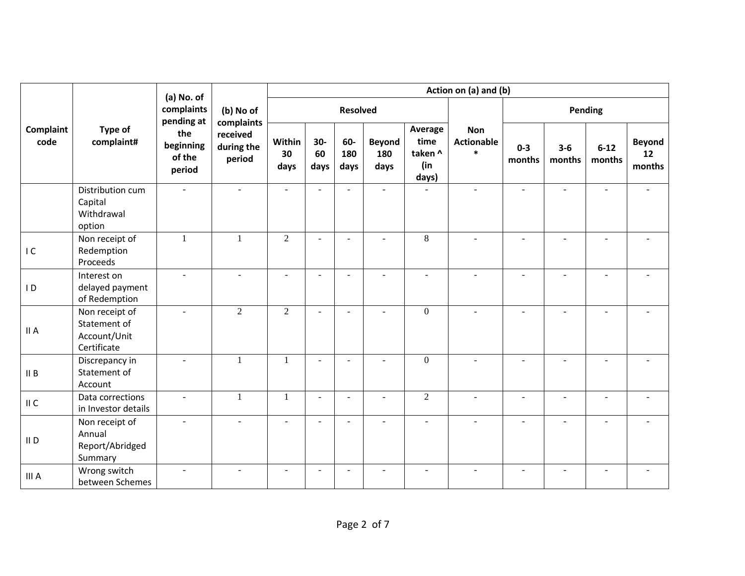| Complaint code | Type of complaint# | (a) No. of complaints pending at the beginning of the period | (b) No of complaints received during the period | Action on (a) and (b) | | | | | | | | | |
|---|---|---|---|---|---|---|---|---|---|---|---|---|---|
| | | | | Resolved | | | | | Non Actionable * | Pending | | | |
| | | | | Within 30 days | 30-60 days | 60-180 days | Beyond 180 days | Average time taken ^ (in days) | | 0-3 months | 3-6 months | 6-12 months | Beyond 12 months |
| | Distribution cum Capital Withdrawal option | - | - | - | - | - | - | - | - | - | - | - | - |
| I C | Non receipt of Redemption Proceeds | 1 | 1 | 2 | - | - | - | 8 | - | - | - | - | - |
| I D | Interest on delayed payment of Redemption | - | - | - | - | - | - | - | - | - | - | - | - |
| II A | Non receipt of Statement of Account/Unit Certificate | - | 2 | 2 | - | - | - | 0 | - | - | - | - | - |
| II B | Discrepancy in Statement of Account | - | 1 | 1 | - | - | - | 0 | - | - | - | - | - |
| II C | Data corrections in Investor details | - | 1 | 1 | - | - | - | 2 | - | - | - | - | - |
| II D | Non receipt of Annual Report/Abridged Summary | - | - | - | - | - | - | - | - | - | - | - | - |
| III A | Wrong switch between Schemes | - | - | - | - | - | - | - | - | - | - | - | - |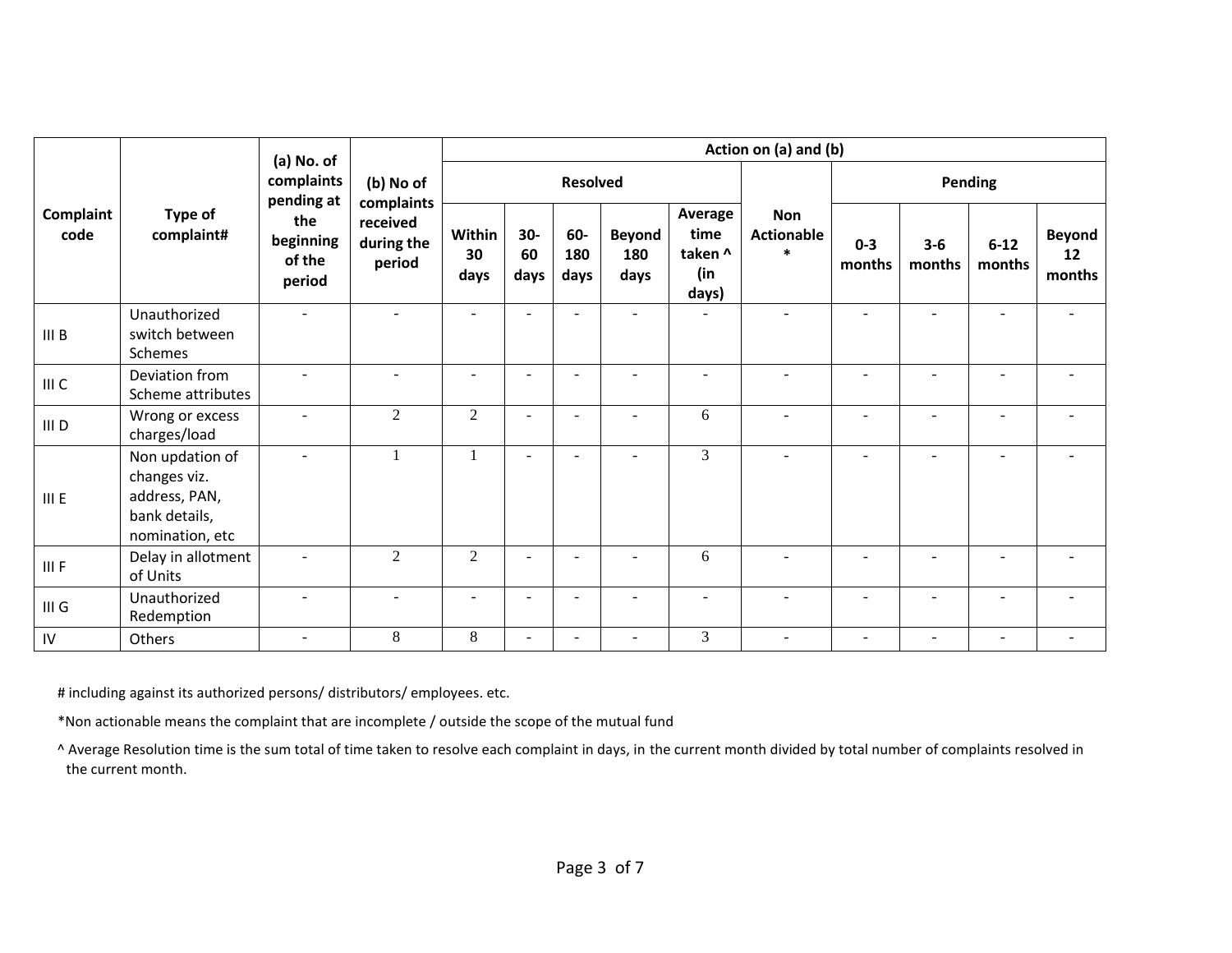| Complaint code | Type of complaint# | (a) No. of complaints pending at the beginning of the period | (b) No of complaints received during the period | Action on (a) and (b) | | | | | | | | | |
|---|---|---|---|---|---|---|---|---|---|---|---|---|---|
| | | | | Resolved | | | | | Non Actionable * | Pending | | | |
| | | | | Within 30 days | 30-60 days | 60-180 days | Beyond 180 days | Average time taken ^ (in days) | | 0-3 months | 3-6 months | 6-12 months | Beyond 12 months |
| III B | Unauthorized switch between Schemes | - | - | - | - | - | - | - | - | - | - | - | - |
| III C | Deviation from Scheme attributes | - | - | - | - | - | - | - | - | - | - | - | - |
| III D | Wrong or excess charges/load | - | 2 | 2 | - | - | - | 6 | - | - | - | - | - |
| III E | Non updation of changes viz. address, PAN, bank details, nomination, etc | - | 1 | 1 | - | - | - | 3 | - | - | - | - | - |
| III F | Delay in allotment of Units | - | 2 | 2 | - | - | - | 6 | - | - | - | - | - |
| III G | Unauthorized Redemption | - | - | - | - | - | - | - | - | - | - | - | - |
| IV | Others | - | 8 | 8 | - | - | - | 3 | - | - | - | - | - |

# including against its authorized persons/ distributors/ employees. etc.

*Non actionable means the complaint that are incomplete / outside the scope of the mutual fund

^ Average Resolution time is the sum total of time taken to resolve each complaint in days, in the current month divided by total number of complaints resolved in the current month.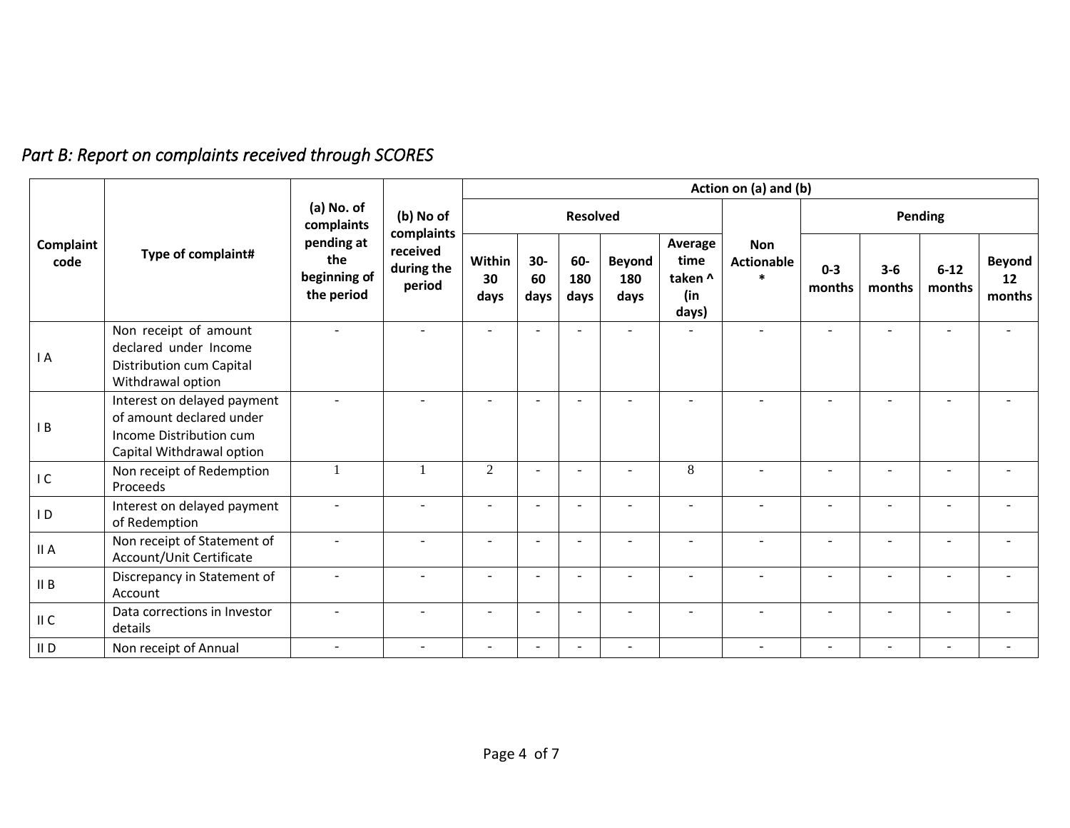*Part B: Report on complaints received through SCORES*

| Complaint code | Type of complaint# | (a) No. of complaints pending at the beginning of the period | (b) No of complaints received during the period | Action on (a) and (b) | | | | | | | | | |
|---|---|---|---|---|---|---|---|---|---|---|---|---|---|
| | | | | Resolved | | | | | Non Actionable * | Pending | | | |
| | | | | Within 30 days | 30-60 days | 60-180 days | Beyond 180 days | Average time taken ^ (in days) | | 0-3 months | 3-6 months | 6-12 months | Beyond 12 months |
| I A | Non receipt of amount declared under Income Distribution cum Capital Withdrawal option | - | - | - | - | - | - | - | - | - | - | - | - |
| I B | Interest on delayed payment of amount declared under Income Distribution cum Capital Withdrawal option | - | - | - | - | - | - | - | - | - | - | - | - |
| I C | Non receipt of Redemption Proceeds | 1 | 1 | 2 | - | - | - | 8 | - | - | - | - | - |
| I D | Interest on delayed payment of Redemption | - | - | - | - | - | - | - | - | - | - | - | - |
| II A | Non receipt of Statement of Account/Unit Certificate | - | - | - | - | - | - | - | - | - | - | - | - |
| II B | Discrepancy in Statement of Account | - | - | - | - | - | - | - | - | - | - | - | - |
| II C | Data corrections in Investor details | - | - | - | - | - | - | - | - | - | - | - | - |
| II D | Non receipt of Annual | - | - | - | - | - | - | | - | - | - | - | - |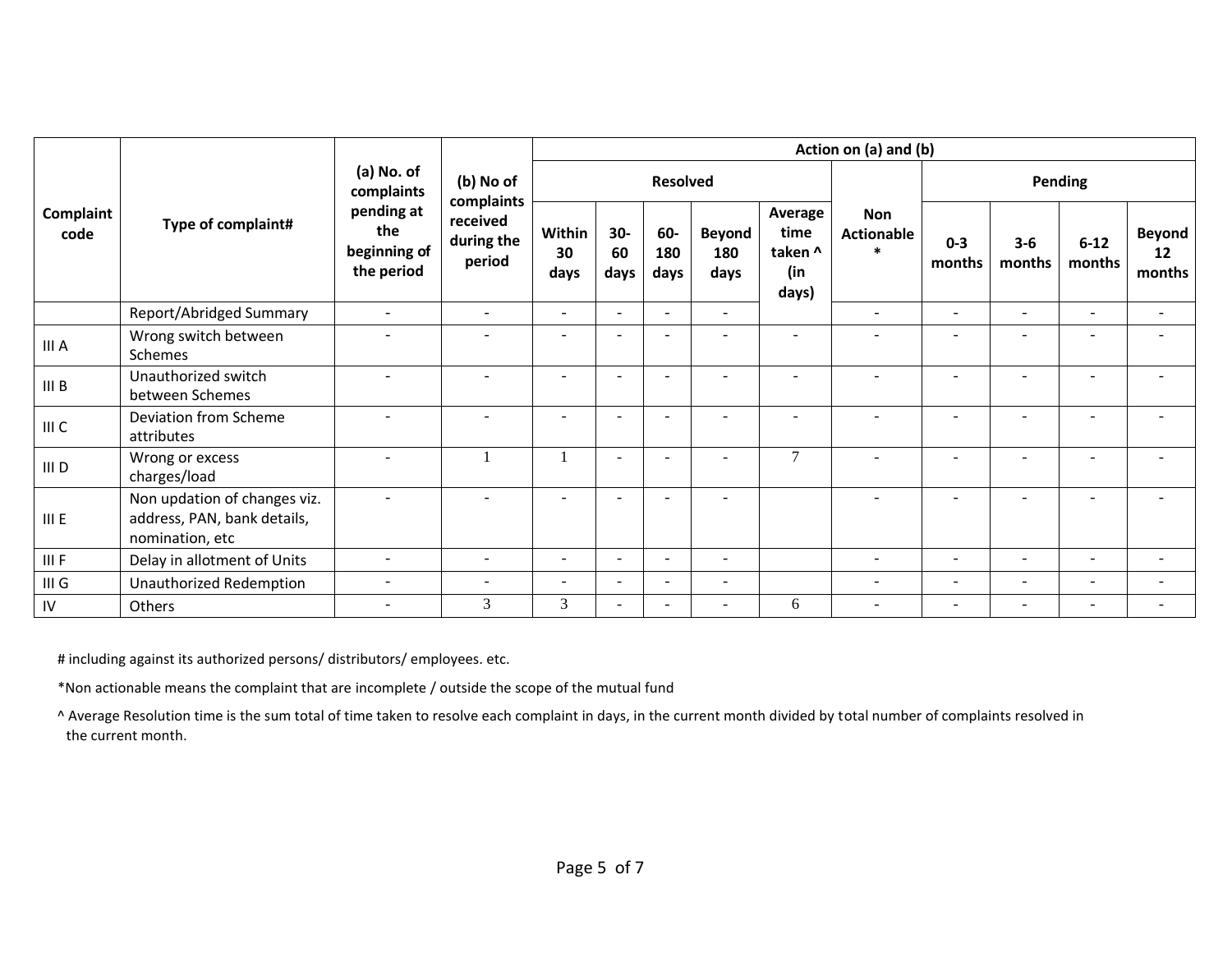| Complaint code | Type of complaint# | (a) No. of complaints pending at the beginning of the period | (b) No of complaints received during the period | Action on (a) and (b) | | | | | | | | | |
|---|---|---|---|---|---|---|---|---|---|---|---|---|---|
| | | | | Resolved | | | | | Non Actionable * | Pending | | | |
| | | | | Within 30 days | 30-60 days | 60-180 days | Beyond 180 days | Average time taken ^ (in days) | | 0-3 months | 3-6 months | 6-12 months | Beyond 12 months |
| | Report/Abridged Summary | - | - | - | - | - | - | | - | - | - | - | - |
| III A | Wrong switch between Schemes | - | - | - | - | - | - | - | - | - | - | - | - |
| III B | Unauthorized switch between Schemes | - | - | - | - | - | - | - | - | - | - | - | - |
| III C | Deviation from Scheme attributes | - | - | - | - | - | - | - | - | - | - | - | - |
| III D | Wrong or excess charges/load | - | 1 | 1 | - | - | - | 7 | - | - | - | - | - |
| III E | Non updation of changes viz. address, PAN, bank details, nomination, etc | - | - | - | - | - | - | | - | - | - | - | - |
| III F | Delay in allotment of Units | - | - | - | - | - | - | | - | - | - | - | - |
| III G | Unauthorized Redemption | - | - | - | - | - | - | | - | - | - | - | - |
| IV | Others | - | 3 | 3 | - | - | - | 6 | - | - | - | - | - |

# including against its authorized persons/ distributors/ employees. etc.

*Non actionable means the complaint that are incomplete / outside the scope of the mutual fund

^ Average Resolution time is the sum total of time taken to resolve each complaint in days, in the current month divided by total number of complaints resolved in the current month.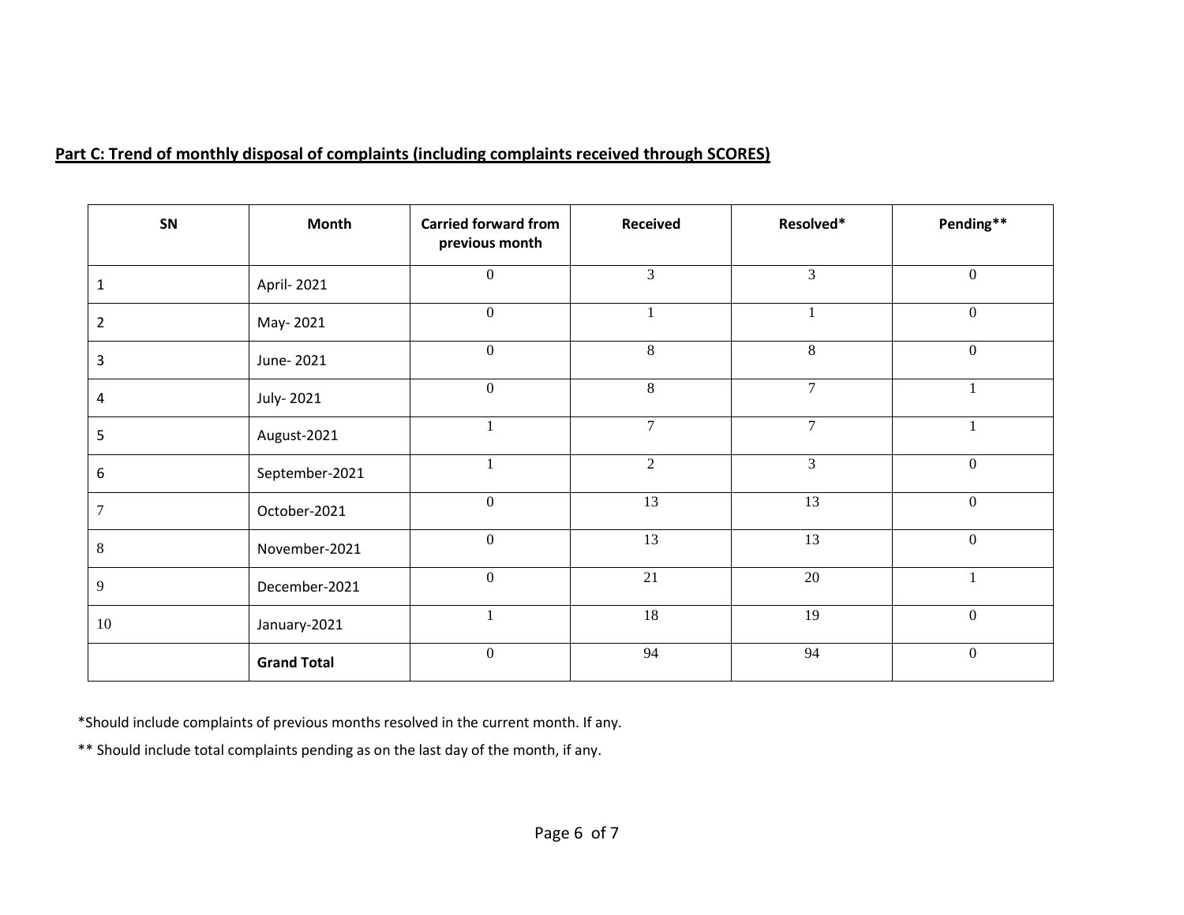**Part C: Trend of monthly disposal of complaints (including complaints received through SCORES)**

| SN | Month | Carried forward from previous month | Received | Resolved* | Pending** |
|---|---|---|---|---|---|
| 1 | April- 2021 | 0 | 3 | 3 | 0 |
| 2 | May- 2021 | 0 | 1 | 1 | 0 |
| 3 | June- 2021 | 0 | 8 | 8 | 0 |
| 4 | July- 2021 | 0 | 8 | 7 | 1 |
| 5 | August-2021 | 1 | 7 | 7 | 1 |
| 6 | September-2021 | 1 | 2 | 3 | 0 |
| 7 | October-2021 | 0 | 13 | 13 | 0 |
| 8 | November-2021 | 0 | 13 | 13 | 0 |
| 9 | December-2021 | 0 | 21 | 20 | 1 |
| 10 | January-2021 | 1 | 18 | 19 | 0 |
| | **Grand Total** | 0 | 94 | 94 | 0 |

*Should include complaints of previous months resolved in the current month. If any.

** Should include total complaints pending as on the last day of the month, if any.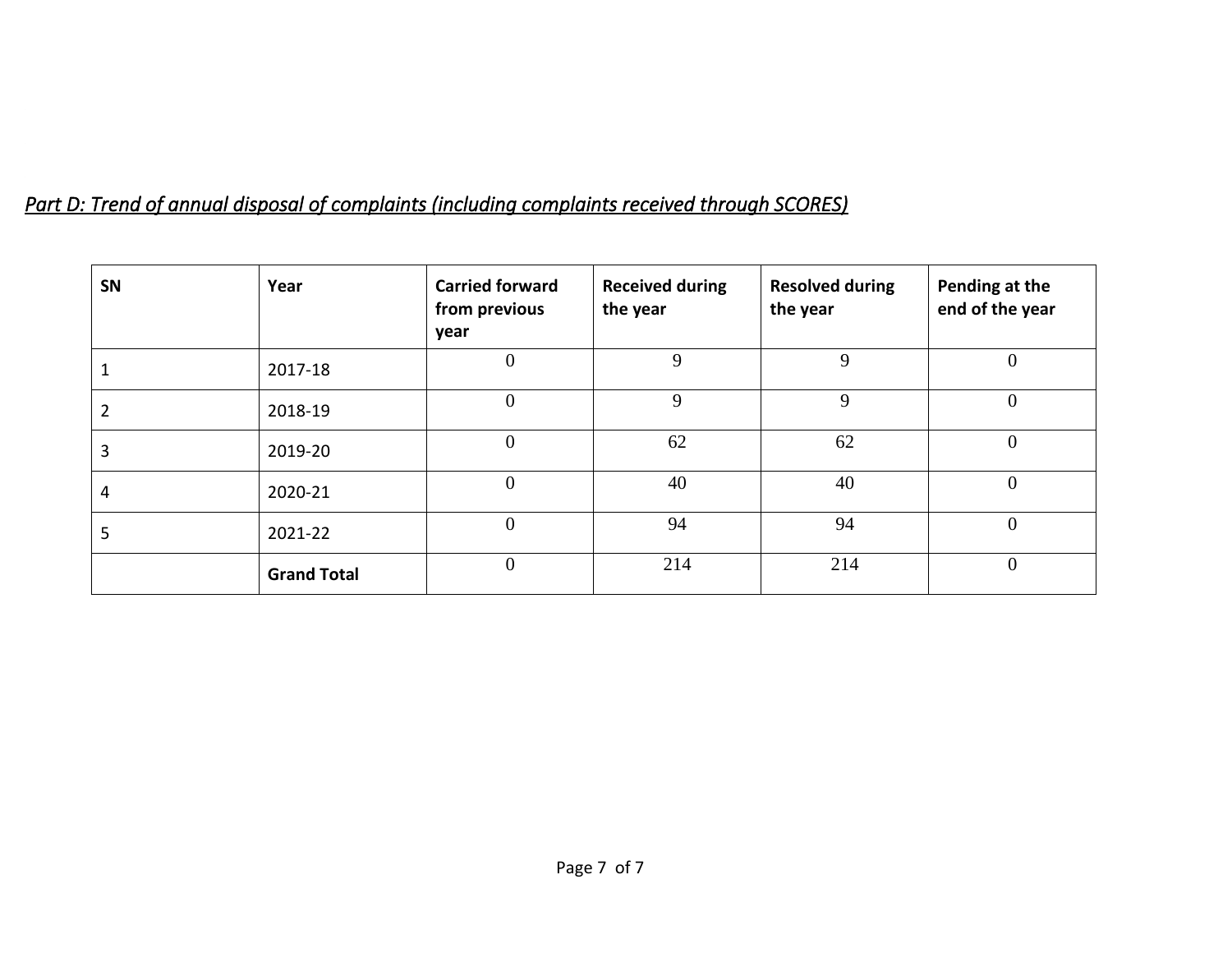*<u>Part D: Trend of annual disposal of complaints (including complaints received through SCORES)</u>*

| SN | Year | Carried forward from previous year | Received during the year | Resolved during the year | Pending at the end of the year |
|---|---|---|---|---|---|
| 1 | 2017-18 | 0 | 9 | 9 | 0 |
| 2 | 2018-19 | 0 | 9 | 9 | 0 |
| 3 | 2019-20 | 0 | 62 | 62 | 0 |
| 4 | 2020-21 | 0 | 40 | 40 | 0 |
| 5 | 2021-22 | 0 | 94 | 94 | 0 |
| | **Grand Total** | 0 | 214 | 214 | 0 |